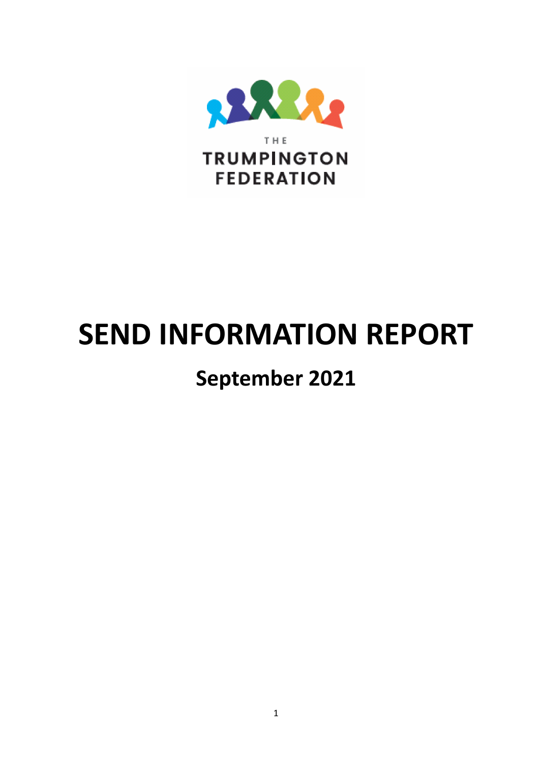THE TRUMPINGTON FEDERATION

# SEND INFORMATION REPORT

## September 2021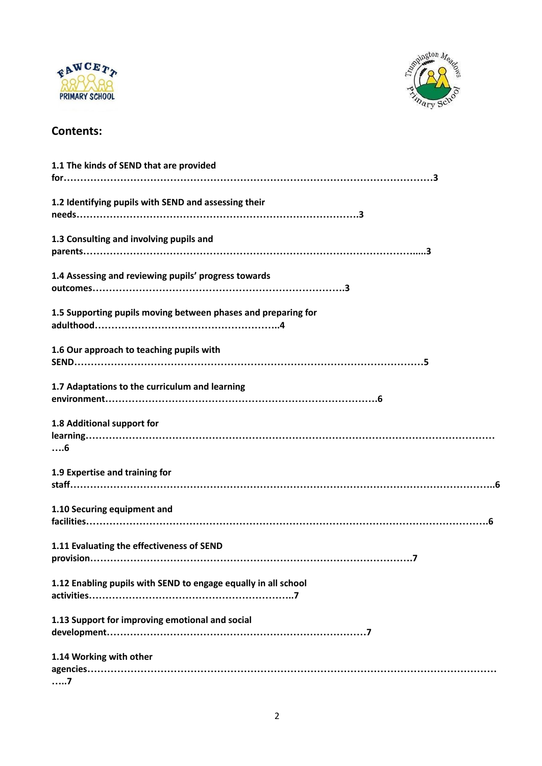## Contents:

**1.1 The kinds of SEND that are provided for……………………………………………………………………………………………3**

**1.2 Identifying pupils with SEND and assessing their needs…………………………………………………………………………3**

**1.3 Consulting and involving pupils and parents………………………………………………………………………………….....3**

**1.4 Assessing and reviewing pupils' progress towards outcomes………………………………………………………………….3**

**1.5 Supporting pupils moving between phases and preparing for adulthood………………………………………………..4**

**1.6 Our approach to teaching pupils with SEND……………………………………………………………………………………….5**

**1.7 Adaptations to the curriculum and learning environment………………………………………………………………………6**

**1.8 Additional support for learning……………………………………………………………………………………………………………….6**

**1.9 Expertise and training for staff……………………………………………………………………………………………………………..6**

**1.10 Securing equipment and facilities………………………………………………………………………………………………………...6**

**1.11 Evaluating the effectiveness of SEND provision………………………………………………………………………………………7**

**1.12 Enabling pupils with SEND to engage equally in all school activities……………………………………………………..7**

**1.13 Support for improving emotional and social development………………………………………………………………………7**

**1.14 Working with other agencies…………………………………………………………………………………………………………………..7**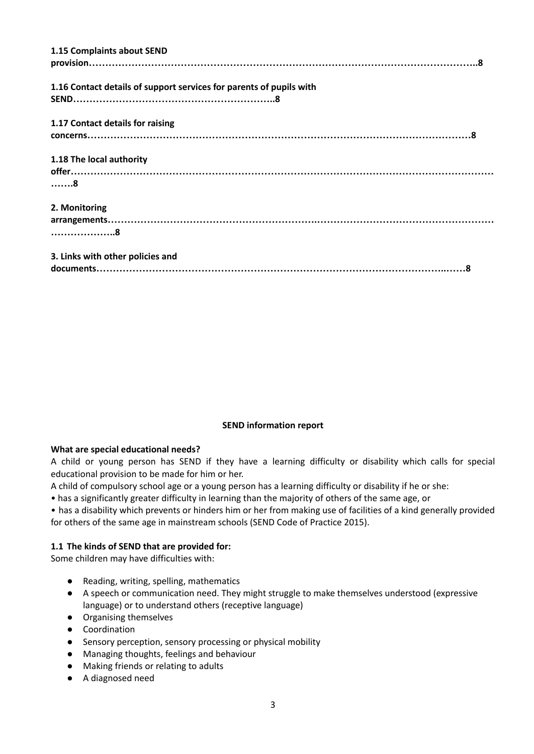**1.15 Complaints about SEND provision……………………………………………………………………………………………………..8**

**1.16 Contact details of support services for parents of pupils with SEND……………………………………………………..8**

**1.17 Contact details for raising concerns…………………………………………………………………………………………………8**

**1.18 The local authority offer………………………………………………………………………………………………………………….……8**

**2. Monitoring arrangements…………………………………………………..…………………………………………………………..8**

**3. Links with other policies and documents………………………………………………………………………………………..……8**

**SEND information report**

**What are special educational needs?**

A child or young person has SEND if they have a learning difficulty or disability which calls for special educational provision to be made for him or her.

A child of compulsory school age or a young person has a learning difficulty or disability if he or she:

• has a significantly greater difficulty in learning than the majority of others of the same age, or

• has a disability which prevents or hinders him or her from making use of facilities of a kind generally provided for others of the same age in mainstream schools (SEND Code of Practice 2015).

**1.1 The kinds of SEND that are provided for:**

Some children may have difficulties with:

- Reading, writing, spelling, mathematics
- A speech or communication need. They might struggle to make themselves understood (expressive language) or to understand others (receptive language)
- Organising themselves
- Coordination
- Sensory perception, sensory processing or physical mobility
- Managing thoughts, feelings and behaviour
- Making friends or relating to adults
- A diagnosed need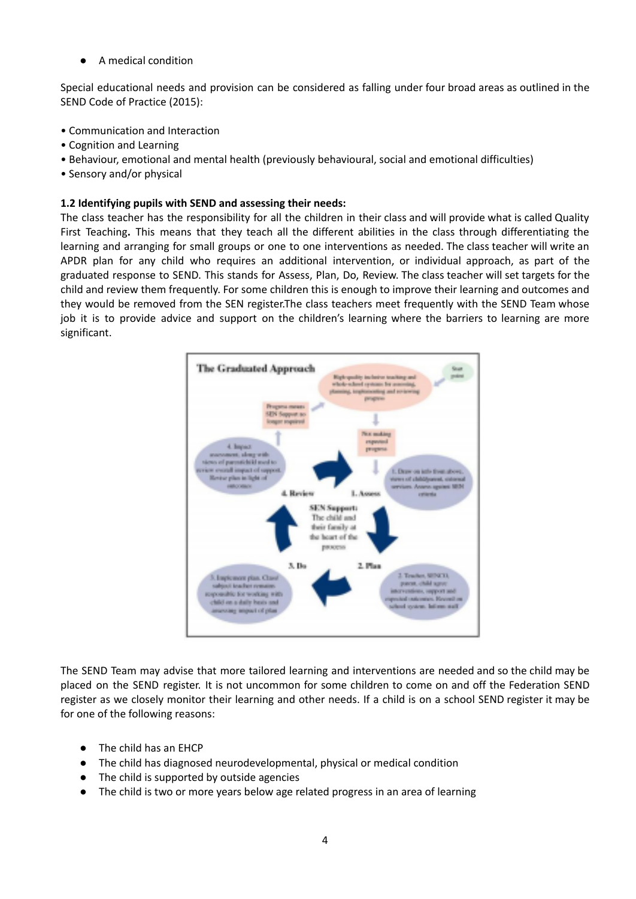- A medical condition

Special educational needs and provision can be considered as falling under four broad areas as outlined in the SEND Code of Practice (2015):

- Communication and Interaction
- Cognition and Learning
- Behaviour, emotional and mental health (previously behavioural, social and emotional difficulties)
- Sensory and/or physical

**1.2 Identifying pupils with SEND and assessing their needs:**

The class teacher has the responsibility for all the children in their class and will provide what is called Quality First Teaching**.** This means that they teach all the different abilities in the class through differentiating the learning and arranging for small groups or one to one interventions as needed. The class teacher will write an APDR plan for any child who requires an additional intervention, or individual approach, as part of the graduated response to SEND. This stands for Assess, Plan, Do, Review. The class teacher will set targets for the child and review them frequently. For some children this is enough to improve their learning and outcomes and they would be removed from the SEN register.The class teachers meet frequently with the SEND Team whose job it is to provide advice and support on the children's learning where the barriers to learning are more significant.

**The Graduated Approach**

SEN Support: The child and their family at the heart of the process

1. Assess
2. Plan
3. Do
4. Review

The SEND Team may advise that more tailored learning and interventions are needed and so the child may be placed on the SEND register. It is not uncommon for some children to come on and off the Federation SEND register as we closely monitor their learning and other needs. If a child is on a school SEND register it may be for one of the following reasons:

- The child has an EHCP
- The child has diagnosed neurodevelopmental, physical or medical condition
- The child is supported by outside agencies
- The child is two or more years below age related progress in an area of learning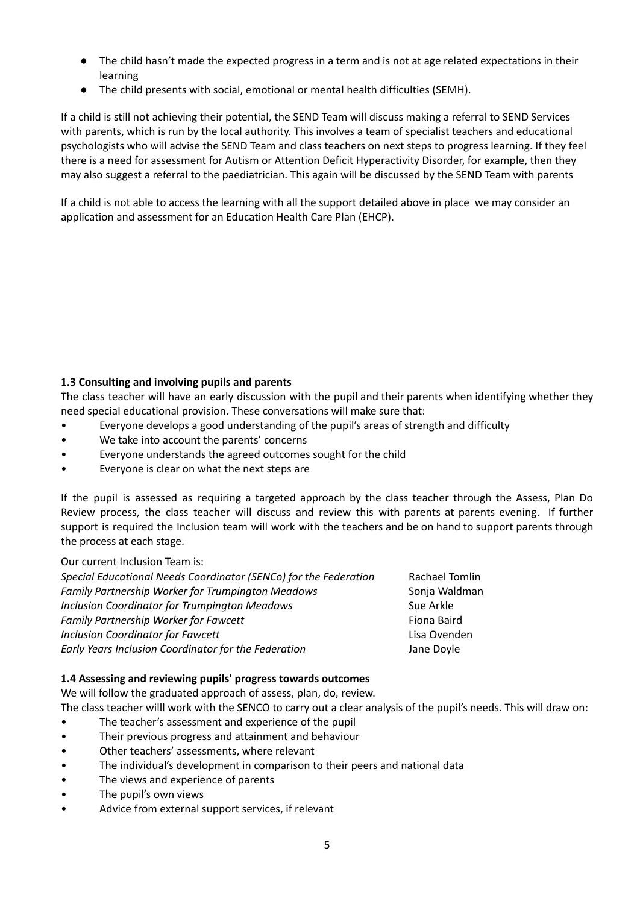- The child hasn't made the expected progress in a term and is not at age related expectations in their learning
- The child presents with social, emotional or mental health difficulties (SEMH).

If a child is still not achieving their potential, the SEND Team will discuss making a referral to SEND Services with parents, which is run by the local authority. This involves a team of specialist teachers and educational psychologists who will advise the SEND Team and class teachers on next steps to progress learning. If they feel there is a need for assessment for Autism or Attention Deficit Hyperactivity Disorder, for example, then they may also suggest a referral to the paediatrician. This again will be discussed by the SEND Team with parents

If a child is not able to access the learning with all the support detailed above in place we may consider an application and assessment for an Education Health Care Plan (EHCP).

**1.3 Consulting and involving pupils and parents**

The class teacher will have an early discussion with the pupil and their parents when identifying whether they need special educational provision. These conversations will make sure that:

- Everyone develops a good understanding of the pupil's areas of strength and difficulty
- We take into account the parents' concerns
- Everyone understands the agreed outcomes sought for the child
- Everyone is clear on what the next steps are

If the pupil is assessed as requiring a targeted approach by the class teacher through the Assess, Plan Do Review process, the class teacher will discuss and review this with parents at parents evening. If further support is required the Inclusion team will work with the teachers and be on hand to support parents through the process at each stage.

Our current Inclusion Team is:

| | |
|---|---|
| *Special Educational Needs Coordinator (SENCo) for the Federation* | Rachael Tomlin |
| *Family Partnership Worker for Trumpington Meadows* | Sonja Waldman |
| *Inclusion Coordinator for Trumpington Meadows* | Sue Arkle |
| *Family Partnership Worker for Fawcett* | Fiona Baird |
| *Inclusion Coordinator for Fawcett* | Lisa Ovenden |
| *Early Years Inclusion Coordinator for the Federation* | Jane Doyle |

**1.4 Assessing and reviewing pupils' progress towards outcomes**

We will follow the graduated approach of assess, plan, do, review.

The class teacher willl work with the SENCO to carry out a clear analysis of the pupil's needs. This will draw on:

- The teacher's assessment and experience of the pupil
- Their previous progress and attainment and behaviour
- Other teachers' assessments, where relevant
- The individual's development in comparison to their peers and national data
- The views and experience of parents
- The pupil's own views
- Advice from external support services, if relevant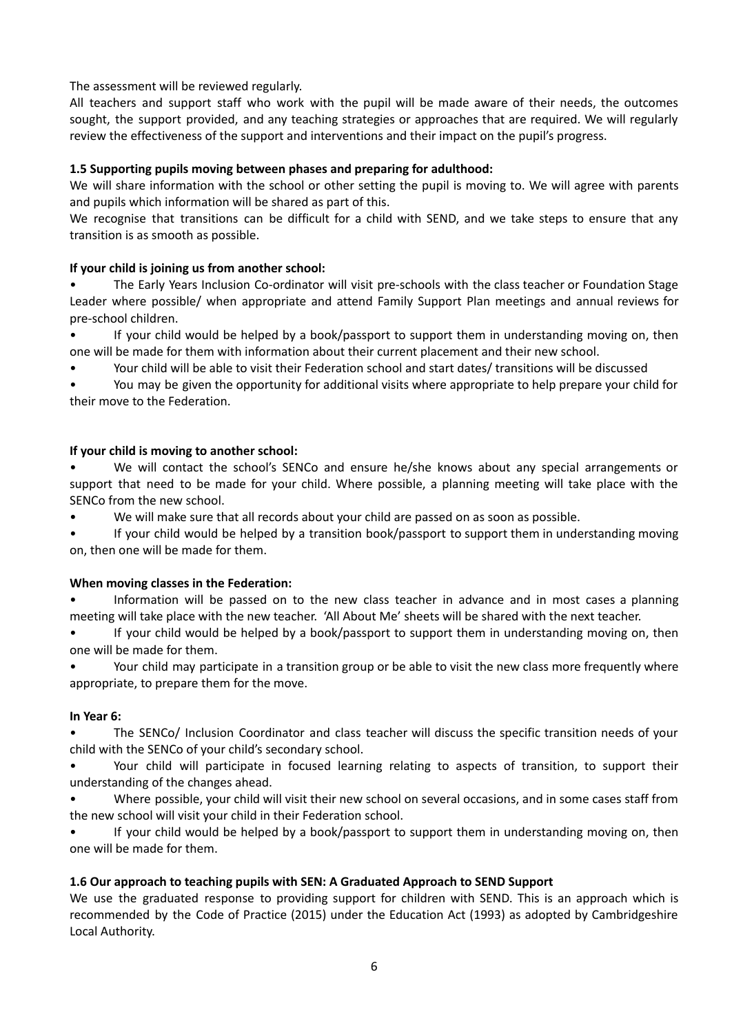The assessment will be reviewed regularly.

All teachers and support staff who work with the pupil will be made aware of their needs, the outcomes sought, the support provided, and any teaching strategies or approaches that are required. We will regularly review the effectiveness of the support and interventions and their impact on the pupil's progress.

**1.5 Supporting pupils moving between phases and preparing for adulthood:**

We will share information with the school or other setting the pupil is moving to. We will agree with parents and pupils which information will be shared as part of this.

We recognise that transitions can be difficult for a child with SEND, and we take steps to ensure that any transition is as smooth as possible.

**If your child is joining us from another school:**

- The Early Years Inclusion Co-ordinator will visit pre-schools with the class teacher or Foundation Stage Leader where possible/ when appropriate and attend Family Support Plan meetings and annual reviews for pre-school children.
- If your child would be helped by a book/passport to support them in understanding moving on, then one will be made for them with information about their current placement and their new school.
- Your child will be able to visit their Federation school and start dates/ transitions will be discussed
- You may be given the opportunity for additional visits where appropriate to help prepare your child for their move to the Federation.

**If your child is moving to another school:**

- We will contact the school's SENCo and ensure he/she knows about any special arrangements or support that need to be made for your child. Where possible, a planning meeting will take place with the SENCo from the new school.
- We will make sure that all records about your child are passed on as soon as possible.
- If your child would be helped by a transition book/passport to support them in understanding moving on, then one will be made for them.

**When moving classes in the Federation:**

- Information will be passed on to the new class teacher in advance and in most cases a planning meeting will take place with the new teacher. 'All About Me' sheets will be shared with the next teacher.
- If your child would be helped by a book/passport to support them in understanding moving on, then one will be made for them.
- Your child may participate in a transition group or be able to visit the new class more frequently where appropriate, to prepare them for the move.

**In Year 6:**

- The SENCo/ Inclusion Coordinator and class teacher will discuss the specific transition needs of your child with the SENCo of your child's secondary school.
- Your child will participate in focused learning relating to aspects of transition, to support their understanding of the changes ahead.
- Where possible, your child will visit their new school on several occasions, and in some cases staff from the new school will visit your child in their Federation school.
- If your child would be helped by a book/passport to support them in understanding moving on, then one will be made for them.

**1.6 Our approach to teaching pupils with SEN: A Graduated Approach to SEND Support**

We use the graduated response to providing support for children with SEND. This is an approach which is recommended by the Code of Practice (2015) under the Education Act (1993) as adopted by Cambridgeshire Local Authority.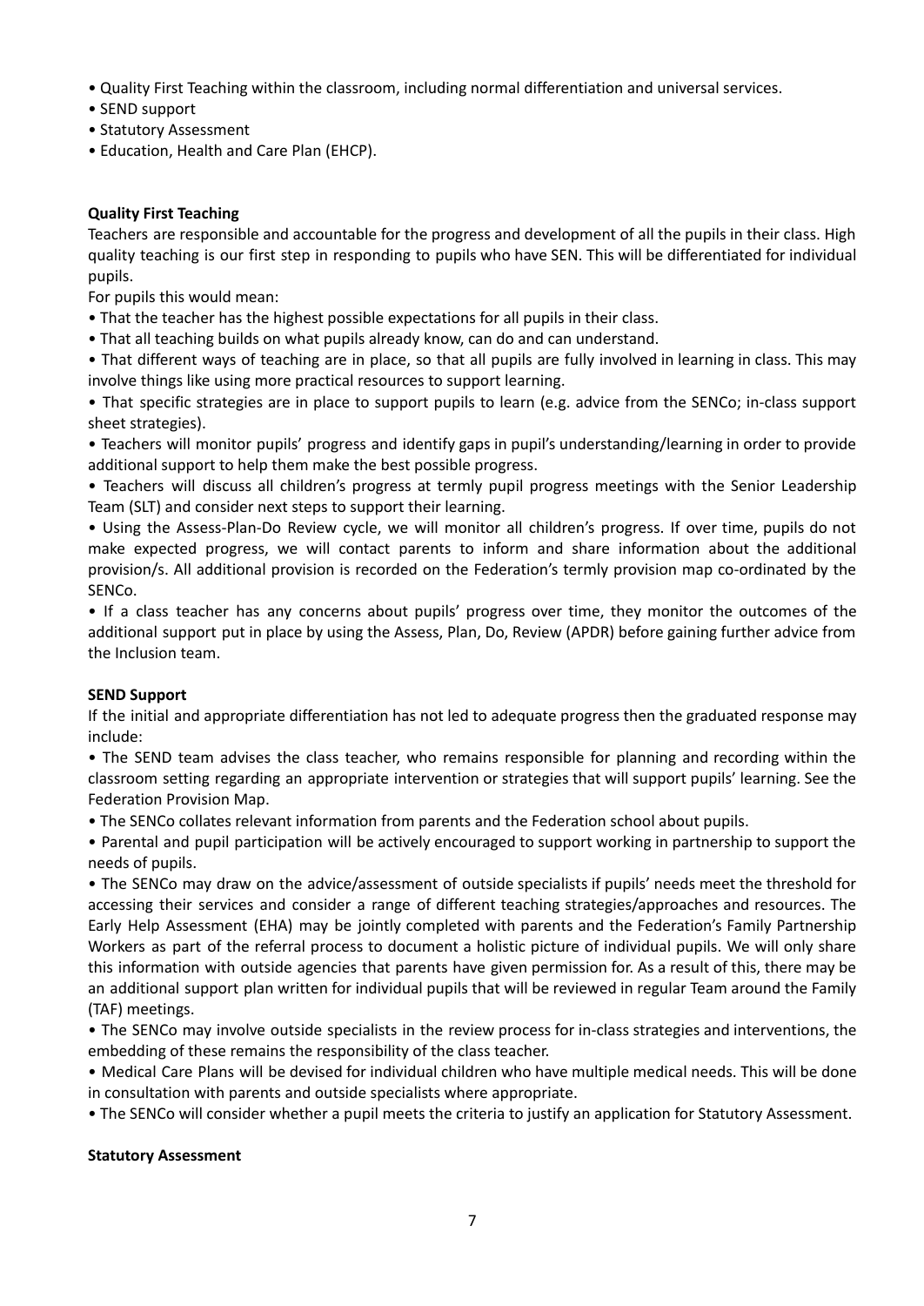- Quality First Teaching within the classroom, including normal differentiation and universal services.
- SEND support
- Statutory Assessment
- Education, Health and Care Plan (EHCP).

**Quality First Teaching**

Teachers are responsible and accountable for the progress and development of all the pupils in their class. High quality teaching is our first step in responding to pupils who have SEN. This will be differentiated for individual pupils.

For pupils this would mean:

- That the teacher has the highest possible expectations for all pupils in their class.
- That all teaching builds on what pupils already know, can do and can understand.
- That different ways of teaching are in place, so that all pupils are fully involved in learning in class. This may involve things like using more practical resources to support learning.
- That specific strategies are in place to support pupils to learn (e.g. advice from the SENCo; in-class support sheet strategies).
- Teachers will monitor pupils' progress and identify gaps in pupil's understanding/learning in order to provide additional support to help them make the best possible progress.
- Teachers will discuss all children's progress at termly pupil progress meetings with the Senior Leadership Team (SLT) and consider next steps to support their learning.
- Using the Assess-Plan-Do Review cycle, we will monitor all children's progress. If over time, pupils do not make expected progress, we will contact parents to inform and share information about the additional provision/s. All additional provision is recorded on the Federation's termly provision map co-ordinated by the SENCo.
- If a class teacher has any concerns about pupils' progress over time, they monitor the outcomes of the additional support put in place by using the Assess, Plan, Do, Review (APDR) before gaining further advice from the Inclusion team.

**SEND Support**

If the initial and appropriate differentiation has not led to adequate progress then the graduated response may include:

- The SEND team advises the class teacher, who remains responsible for planning and recording within the classroom setting regarding an appropriate intervention or strategies that will support pupils' learning. See the Federation Provision Map.
- The SENCo collates relevant information from parents and the Federation school about pupils.
- Parental and pupil participation will be actively encouraged to support working in partnership to support the needs of pupils.
- The SENCo may draw on the advice/assessment of outside specialists if pupils' needs meet the threshold for accessing their services and consider a range of different teaching strategies/approaches and resources. The Early Help Assessment (EHA) may be jointly completed with parents and the Federation's Family Partnership Workers as part of the referral process to document a holistic picture of individual pupils. We will only share this information with outside agencies that parents have given permission for. As a result of this, there may be an additional support plan written for individual pupils that will be reviewed in regular Team around the Family (TAF) meetings.
- The SENCo may involve outside specialists in the review process for in-class strategies and interventions, the embedding of these remains the responsibility of the class teacher.
- Medical Care Plans will be devised for individual children who have multiple medical needs. This will be done in consultation with parents and outside specialists where appropriate.
- The SENCo will consider whether a pupil meets the criteria to justify an application for Statutory Assessment.

**Statutory Assessment**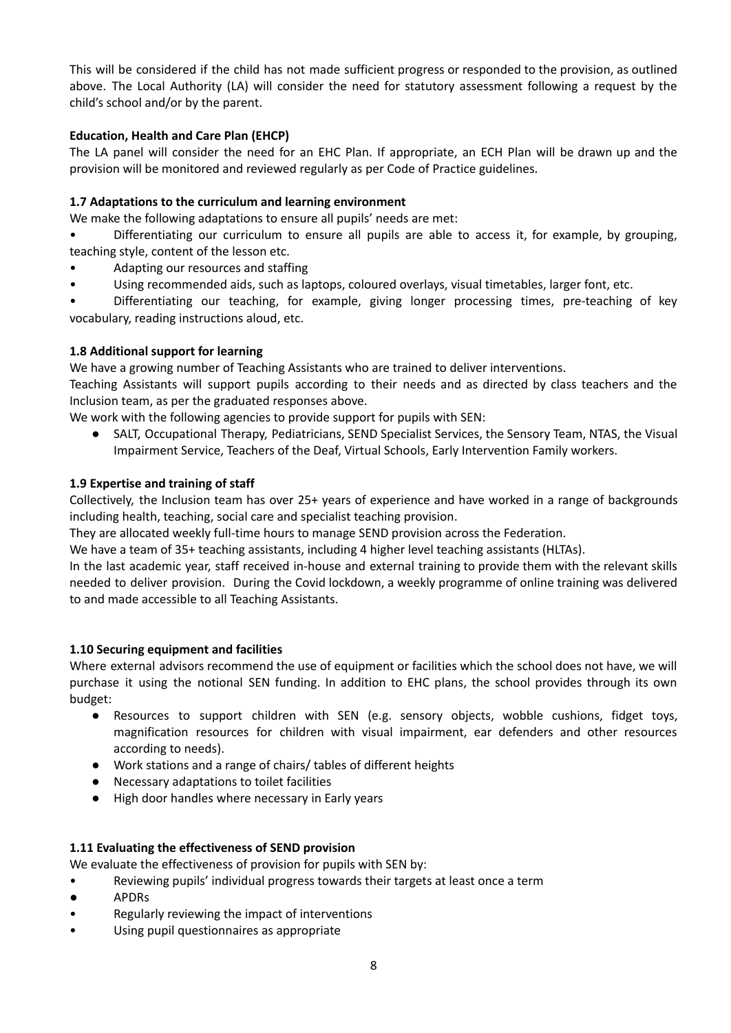This will be considered if the child has not made sufficient progress or responded to the provision, as outlined above. The Local Authority (LA) will consider the need for statutory assessment following a request by the child's school and/or by the parent.

**Education, Health and Care Plan (EHCP)**

The LA panel will consider the need for an EHC Plan. If appropriate, an ECH Plan will be drawn up and the provision will be monitored and reviewed regularly as per Code of Practice guidelines.

**1.7 Adaptations to the curriculum and learning environment**

We make the following adaptations to ensure all pupils' needs are met:

- Differentiating our curriculum to ensure all pupils are able to access it, for example, by grouping, teaching style, content of the lesson etc.
- Adapting our resources and staffing
- Using recommended aids, such as laptops, coloured overlays, visual timetables, larger font, etc.
- Differentiating our teaching, for example, giving longer processing times, pre-teaching of key vocabulary, reading instructions aloud, etc.

**1.8 Additional support for learning**

We have a growing number of Teaching Assistants who are trained to deliver interventions.

Teaching Assistants will support pupils according to their needs and as directed by class teachers and the Inclusion team, as per the graduated responses above.

We work with the following agencies to provide support for pupils with SEN:

- SALT, Occupational Therapy, Pediatricians, SEND Specialist Services, the Sensory Team, NTAS, the Visual Impairment Service, Teachers of the Deaf, Virtual Schools, Early Intervention Family workers.

**1.9 Expertise and training of staff**

Collectively, the Inclusion team has over 25+ years of experience and have worked in a range of backgrounds including health, teaching, social care and specialist teaching provision.

They are allocated weekly full-time hours to manage SEND provision across the Federation.

We have a team of 35+ teaching assistants, including 4 higher level teaching assistants (HLTAs).

In the last academic year, staff received in-house and external training to provide them with the relevant skills needed to deliver provision. During the Covid lockdown, a weekly programme of online training was delivered to and made accessible to all Teaching Assistants.

**1.10 Securing equipment and facilities**

Where external advisors recommend the use of equipment or facilities which the school does not have, we will purchase it using the notional SEN funding. In addition to EHC plans, the school provides through its own budget:

- Resources to support children with SEN (e.g. sensory objects, wobble cushions, fidget toys, magnification resources for children with visual impairment, ear defenders and other resources according to needs).
- Work stations and a range of chairs/ tables of different heights
- Necessary adaptations to toilet facilities
- High door handles where necessary in Early years

**1.11 Evaluating the effectiveness of SEND provision**

We evaluate the effectiveness of provision for pupils with SEN by:

- Reviewing pupils' individual progress towards their targets at least once a term
- APDRs
- Regularly reviewing the impact of interventions
- Using pupil questionnaires as appropriate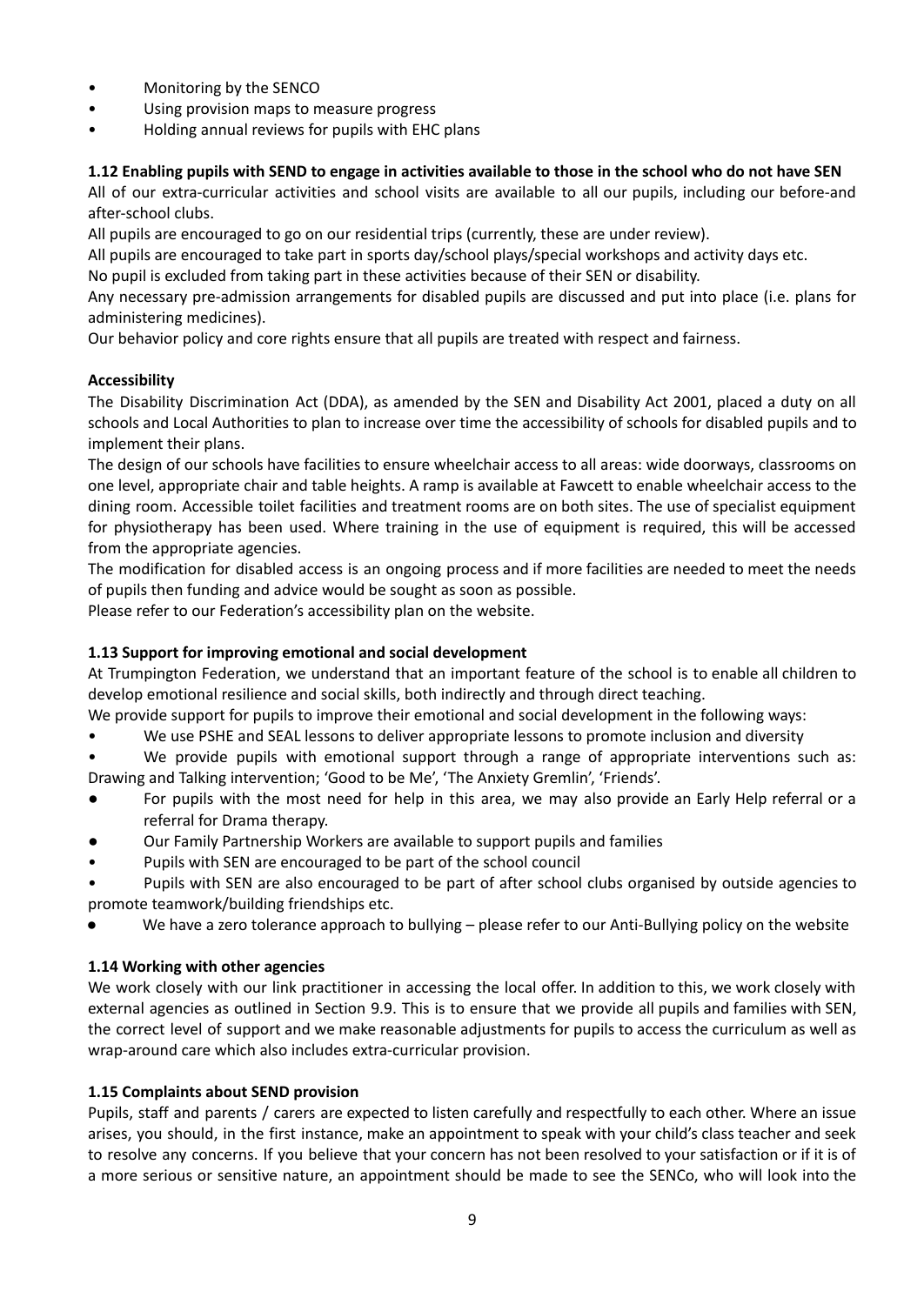- Monitoring by the SENCO
- Using provision maps to measure progress
- Holding annual reviews for pupils with EHC plans

**1.12 Enabling pupils with SEND to engage in activities available to those in the school who do not have SEN**

All of our extra-curricular activities and school visits are available to all our pupils, including our before-and after-school clubs.

All pupils are encouraged to go on our residential trips (currently, these are under review).

All pupils are encouraged to take part in sports day/school plays/special workshops and activity days etc.

No pupil is excluded from taking part in these activities because of their SEN or disability.

Any necessary pre-admission arrangements for disabled pupils are discussed and put into place (i.e. plans for administering medicines).

Our behavior policy and core rights ensure that all pupils are treated with respect and fairness.

**Accessibility**

The Disability Discrimination Act (DDA), as amended by the SEN and Disability Act 2001, placed a duty on all schools and Local Authorities to plan to increase over time the accessibility of schools for disabled pupils and to implement their plans.

The design of our schools have facilities to ensure wheelchair access to all areas: wide doorways, classrooms on one level, appropriate chair and table heights. A ramp is available at Fawcett to enable wheelchair access to the dining room. Accessible toilet facilities and treatment rooms are on both sites. The use of specialist equipment for physiotherapy has been used. Where training in the use of equipment is required, this will be accessed from the appropriate agencies.

The modification for disabled access is an ongoing process and if more facilities are needed to meet the needs of pupils then funding and advice would be sought as soon as possible.

Please refer to our Federation's accessibility plan on the website.

**1.13 Support for improving emotional and social development**

At Trumpington Federation, we understand that an important feature of the school is to enable all children to develop emotional resilience and social skills, both indirectly and through direct teaching.

We provide support for pupils to improve their emotional and social development in the following ways:

- We use PSHE and SEAL lessons to deliver appropriate lessons to promote inclusion and diversity
- We provide pupils with emotional support through a range of appropriate interventions such as: Drawing and Talking intervention; 'Good to be Me', 'The Anxiety Gremlin', 'Friends'.
- For pupils with the most need for help in this area, we may also provide an Early Help referral or a referral for Drama therapy.
- Our Family Partnership Workers are available to support pupils and families
- Pupils with SEN are encouraged to be part of the school council
- Pupils with SEN are also encouraged to be part of after school clubs organised by outside agencies to promote teamwork/building friendships etc.
- We have a zero tolerance approach to bullying – please refer to our Anti-Bullying policy on the website

**1.14 Working with other agencies**

We work closely with our link practitioner in accessing the local offer. In addition to this, we work closely with external agencies as outlined in Section 9.9. This is to ensure that we provide all pupils and families with SEN, the correct level of support and we make reasonable adjustments for pupils to access the curriculum as well as wrap-around care which also includes extra-curricular provision.

**1.15 Complaints about SEND provision**

Pupils, staff and parents / carers are expected to listen carefully and respectfully to each other. Where an issue arises, you should, in the first instance, make an appointment to speak with your child's class teacher and seek to resolve any concerns. If you believe that your concern has not been resolved to your satisfaction or if it is of a more serious or sensitive nature, an appointment should be made to see the SENCo, who will look into the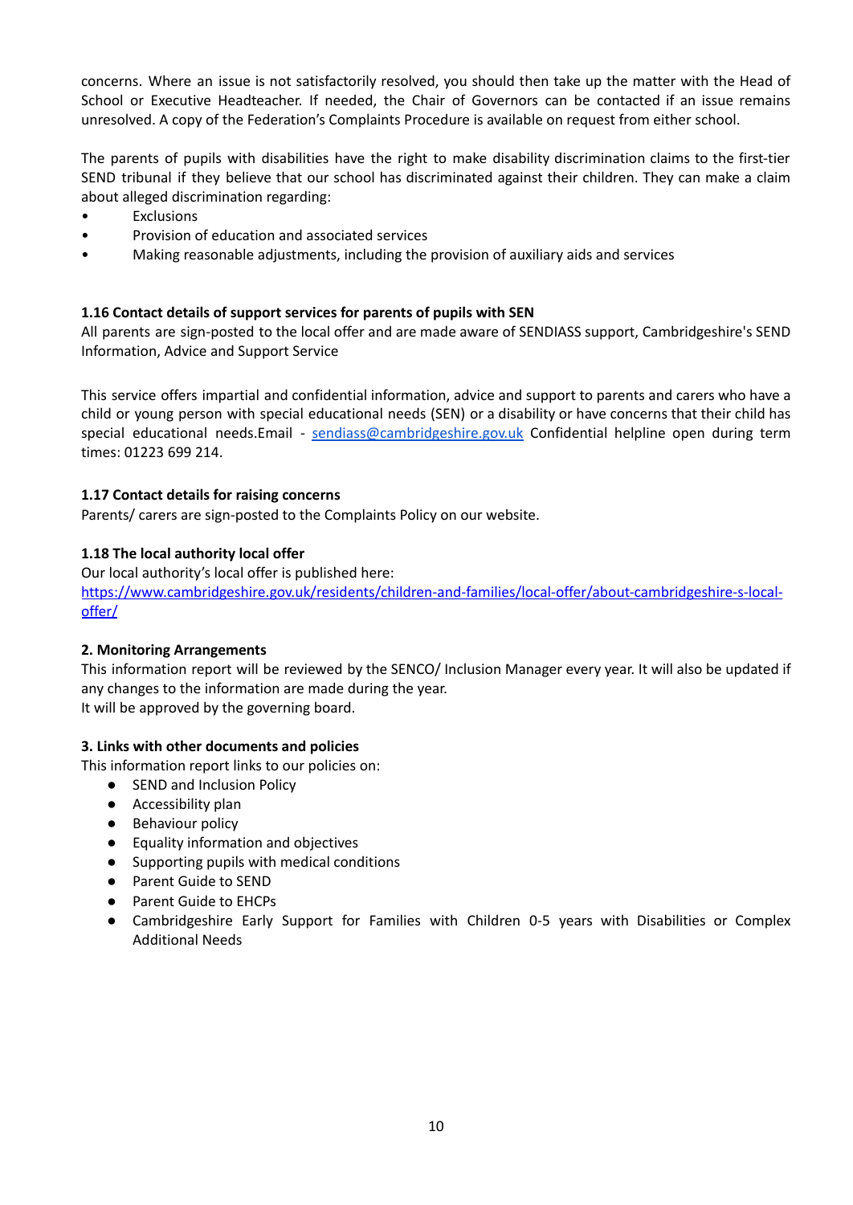concerns. Where an issue is not satisfactorily resolved, you should then take up the matter with the Head of School or Executive Headteacher. If needed, the Chair of Governors can be contacted if an issue remains unresolved. A copy of the Federation's Complaints Procedure is available on request from either school.

The parents of pupils with disabilities have the right to make disability discrimination claims to the first-tier SEND tribunal if they believe that our school has discriminated against their children. They can make a claim about alleged discrimination regarding:

- Exclusions
- Provision of education and associated services
- Making reasonable adjustments, including the provision of auxiliary aids and services

**1.16 Contact details of support services for parents of pupils with SEN**

All parents are sign-posted to the local offer and are made aware of SENDIASS support, Cambridgeshire's SEND Information, Advice and Support Service

This service offers impartial and confidential information, advice and support to parents and carers who have a child or young person with special educational needs (SEN) or a disability or have concerns that their child has special educational needs.Email - [sendiass@cambridgeshire.gov.uk](mailto:sendiass@cambridgeshire.gov.uk) Confidential helpline open during term times: 01223 699 214.

**1.17 Contact details for raising concerns**

Parents/ carers are sign-posted to the Complaints Policy on our website.

**1.18 The local authority local offer**

Our local authority's local offer is published here:
[https://www.cambridgeshire.gov.uk/residents/children-and-families/local-offer/about-cambridgeshire-s-local-offer/](https://www.cambridgeshire.gov.uk/residents/children-and-families/local-offer/about-cambridgeshire-s-local-offer/)

**2. Monitoring Arrangements**

This information report will be reviewed by the SENCO/ Inclusion Manager every year. It will also be updated if any changes to the information are made during the year.
It will be approved by the governing board.

**3. Links with other documents and policies**

This information report links to our policies on:

- SEND and Inclusion Policy
- Accessibility plan
- Behaviour policy
- Equality information and objectives
- Supporting pupils with medical conditions
- Parent Guide to SEND
- Parent Guide to EHCPs
- Cambridgeshire Early Support for Families with Children 0-5 years with Disabilities or Complex Additional Needs